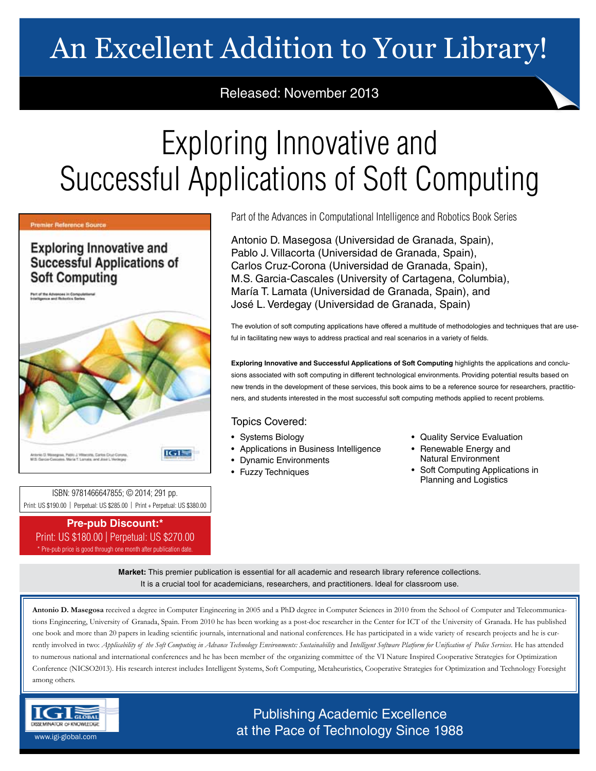# An Excellent Addition to Your Library!

Released: November 2013

# Exploring Innovative and Successful Applications of Soft Computing

Part of the Advances in Computational Intelligence and Robotics Book Series

Antonio D. Masegosa (Universidad de Granada, Spain),
Pablo J. Villacorta (Universidad de Granada, Spain),
Carlos Cruz-Corona (Universidad de Granada, Spain),
M.S. Garcia-Cascales (University of Cartagena, Columbia),
María T. Lamata (Universidad de Granada, Spain), and
José L. Verdegay (Universidad de Granada, Spain)

The evolution of soft computing applications have offered a multitude of methodologies and techniques that are useful in facilitating new ways to address practical and real scenarios in a variety of fields.

**Exploring Innovative and Successful Applications of Soft Computing** highlights the applications and conclusions associated with soft computing in different technological environments. Providing potential results based on new trends in the development of these services, this book aims to be a reference source for researchers, practitioners, and students interested in the most successful soft computing methods applied to recent problems.

Topics Covered:

- Systems Biology
- Applications in Business Intelligence
- Dynamic Environments
- Fuzzy Techniques
- Quality Service Evaluation
- Renewable Energy and Natural Environment
- Soft Computing Applications in Planning and Logistics

ISBN: 9781466647855; © 2014; 291 pp.
Print: US $190.00 | Perpetual: US $285.00 | Print + Perpetual: US $380.00

**Pre-pub Discount:***
Print: US $180.00 | Perpetual: US $270.00
* Pre-pub price is good through one month after publication date.

**Market:** This premier publication is essential for all academic and research library reference collections. It is a crucial tool for academicians, researchers, and practitioners. Ideal for classroom use.

**Antonio D. Masegosa** received a degree in Computer Engineering in 2005 and a PhD degree in Computer Sciences in 2010 from the School of Computer and Telecommunications Engineering, University of Granada, Spain. From 2010 he has been working as a post-doc researcher in the Center for ICT of the University of Granada. He has published one book and more than 20 papers in leading scientific journals, international and national conferences. He has participated in a wide variety of research projects and he is currently involved in two: *Applicability of the Soft Computing in Advance Technology Environments: Sustainability* and *Intelligent Software Platform for Unification of Police Services*. He has attended to numerous national and international conferences and he has been member of the organizing committee of the VI Nature Inspired Cooperative Strategies for Optimization Conference (NICSO2013). His research interest includes Intelligent Systems, Soft Computing, Metaheuristics, Cooperative Strategies for Optimization and Technology Foresight among others.

IGI Global — Disseminator of Knowledge
www.igi-global.com

Publishing Academic Excellence at the Pace of Technology Since 1988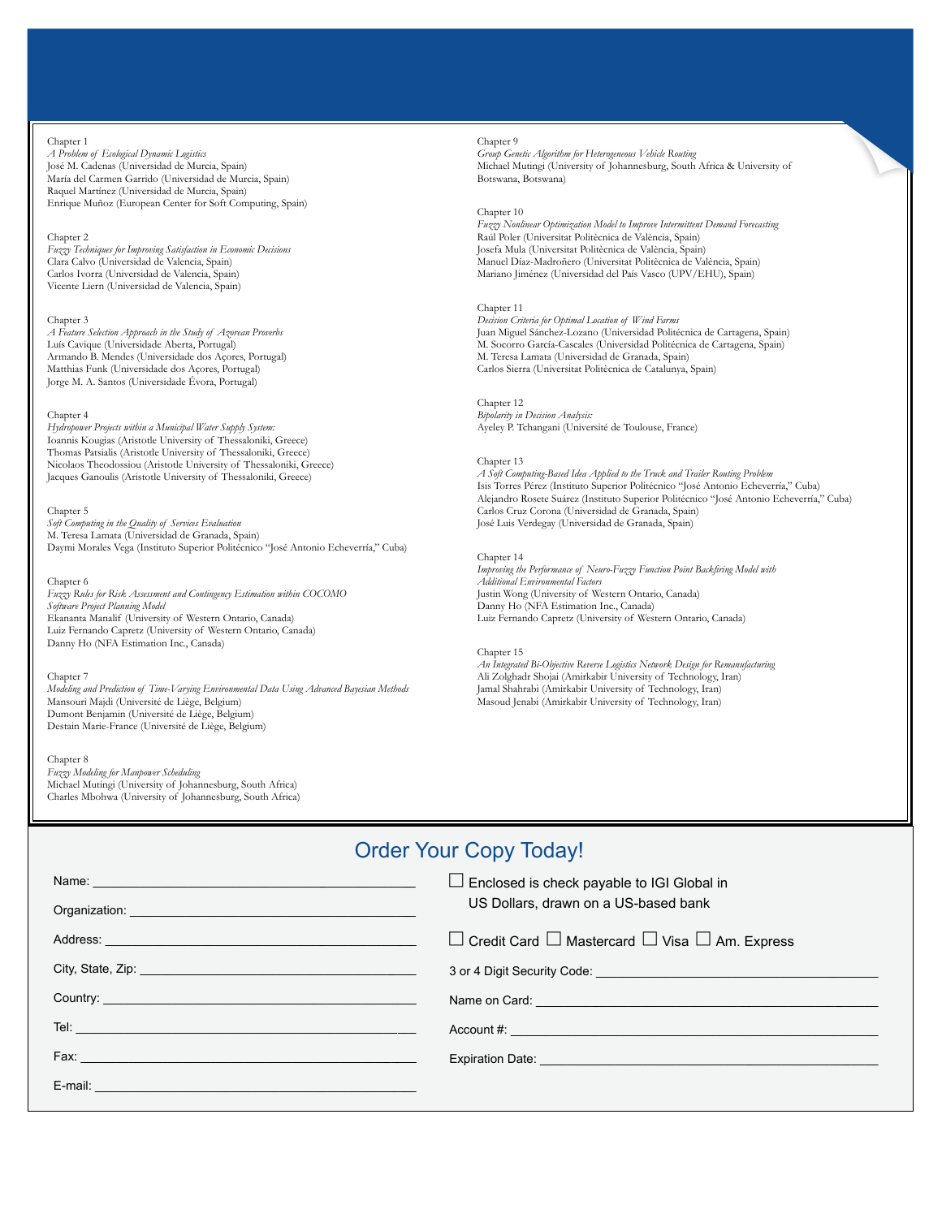Chapter 1
*A Problem of Ecological Dynamic Logistics*
José M. Cadenas (Universidad de Murcia, Spain)
María del Carmen Garrido (Universidad de Murcia, Spain)
Raquel Martínez (Universidad de Murcia, Spain)
Enrique Muñoz (European Center for Soft Computing, Spain)

Chapter 2
*Fuzzy Techniques for Improving Satisfaction in Economic Decisions*
Clara Calvo (Universidad de Valencia, Spain)
Carlos Ivorra (Universidad de Valencia, Spain)
Vicente Liern (Universidad de Valencia, Spain)

Chapter 3
*A Feature Selection Approach in the Study of Azorean Proverbs*
Luís Cavique (Universidade Aberta, Portugal)
Armando B. Mendes (Universidade dos Açores, Portugal)
Matthias Funk (Universidade dos Açores, Portugal)
Jorge M. A. Santos (Universidade Évora, Portugal)

Chapter 4
*Hydropower Projects within a Municipal Water Supply System:*
Ioannis Kougias (Aristotle University of Thessaloniki, Greece)
Thomas Patsialis (Aristotle University of Thessaloniki, Greece)
Nicolaos Theodossiou (Aristotle University of Thessaloniki, Greece)
Jacques Ganoulis (Aristotle University of Thessaloniki, Greece)

Chapter 5
*Soft Computing in the Quality of Services Evaluation*
M. Teresa Lamata (Universidad de Granada, Spain)
Daymi Morales Vega (Instituto Superior Politécnico "José Antonio Echeverría," Cuba)

Chapter 6
*Fuzzy Rules for Risk Assessment and Contingency Estimation within COCOMO Software Project Planning Model*
Ekananta Manalif (University of Western Ontario, Canada)
Luiz Fernando Capretz (University of Western Ontario, Canada)
Danny Ho (NFA Estimation Inc., Canada)

Chapter 7
*Modeling and Prediction of Time-Varying Environmental Data Using Advanced Bayesian Methods*
Mansouri Majdi (Université de Liège, Belgium)
Dumont Benjamin (Université de Liège, Belgium)
Destain Marie-France (Université de Liège, Belgium)

Chapter 8
*Fuzzy Modeling for Manpower Scheduling*
Michael Mutingi (University of Johannesburg, South Africa)
Charles Mbohwa (University of Johannesburg, South Africa)

Chapter 9
*Group Genetic Algorithm for Heterogeneous Vehicle Routing*
Michael Mutingi (University of Johannesburg, South Africa & University of Botswana, Botswana)

Chapter 10
*Fuzzy Nonlinear Optimization Model to Improve Intermittent Demand Forecasting*
Raúl Poler (Universitat Politècnica de València, Spain)
Josefa Mula (Universitat Politècnica de València, Spain)
Manuel Díaz-Madroñero (Universitat Politècnica de València, Spain)
Mariano Jiménez (Universidad del País Vasco (UPV/EHU), Spain)

Chapter 11
*Decision Criteria for Optimal Location of Wind Farms*
Juan Miguel Sánchez-Lozano (Universidad Politécnica de Cartagena, Spain)
M. Socorro García-Cascales (Universidad Politécnica de Cartagena, Spain)
M. Teresa Lamata (Universidad de Granada, Spain)
Carlos Sierra (Universitat Politècnica de Catalunya, Spain)

Chapter 12
*Bipolarity in Decision Analysis:*
Ayeley P. Tchangani (Université de Toulouse, France)

Chapter 13
*A Soft Computing-Based Idea Applied to the Truck and Trailer Routing Problem*
Isis Torres Pérez (Instituto Superior Politécnico "José Antonio Echeverría," Cuba)
Alejandro Rosete Suárez (Instituto Superior Politécnico "José Antonio Echeverría," Cuba)
Carlos Cruz Corona (Universidad de Granada, Spain)
José Luis Verdegay (Universidad de Granada, Spain)

Chapter 14
*Improving the Performance of Neuro-Fuzzy Function Point Backfiring Model with Additional Environmental Factors*
Justin Wong (University of Western Ontario, Canada)
Danny Ho (NFA Estimation Inc., Canada)
Luiz Fernando Capretz (University of Western Ontario, Canada)

Chapter 15
*An Integrated Bi-Objective Reverse Logistics Network Design for Remanufacturing*
Ali Zolghadr Shojai (Amirkabir University of Technology, Iran)
Jamal Shahrabi (Amirkabir University of Technology, Iran)
Masoud Jenabi (Amirkabir University of Technology, Iran)

## Order Your Copy Today!

Name: ______________________________

Organization: ______________________________

Address: ______________________________

City, State, Zip: ______________________________

Country: ______________________________

Tel: ______________________________

Fax: ______________________________

E-mail: ______________________________

☐ Enclosed is check payable to IGI Global in US Dollars, drawn on a US-based bank

☐ Credit Card ☐ Mastercard ☐ Visa ☐ Am. Express

3 or 4 Digit Security Code: ______________________________

Name on Card: ______________________________

Account #: ______________________________

Expiration Date: ______________________________